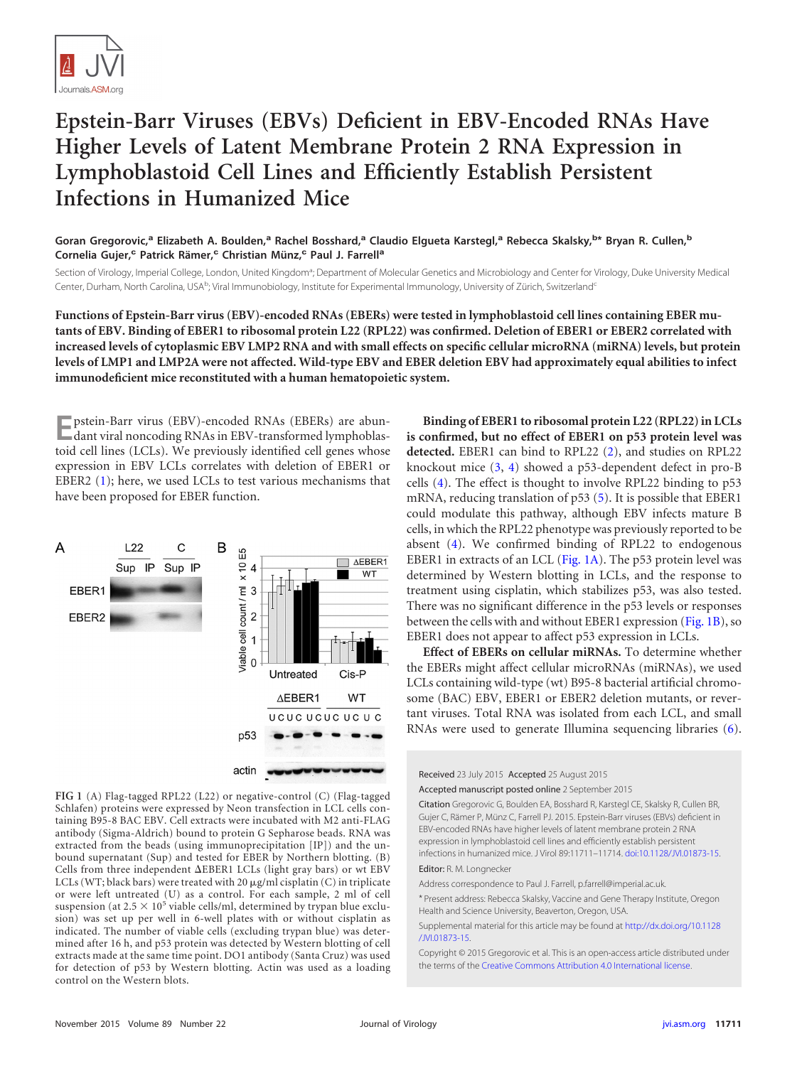# Epstein-Barr Viruses (EBVs) Deficient in EBV-Encoded RNAs Have Higher Levels of Latent Membrane Protein 2 RNA Expression in Lymphoblastoid Cell Lines and Efficiently Establish Persistent Infections in Humanized Mice

**Goran Gregorovic,[a] Elizabeth A. Boulden,[a] Rachel Bosshard,[a] Claudio Elgueta Karstegl,[a] Rebecca Skalsky,[b*] Bryan R. Cullen,[b] Cornelia Gujer,[c] Patrick Rämer,[c] Christian Münz,[c] Paul J. Farrell[a]**

Section of Virology, Imperial College, London, United Kingdom[a]; Department of Molecular Genetics and Microbiology and Center for Virology, Duke University Medical Center, Durham, North Carolina, USA[b]; Viral Immunobiology, Institute for Experimental Immunology, University of Zürich, Switzerland[c]

**Functions of Epstein-Barr virus (EBV)-encoded RNAs (EBERs) were tested in lymphoblastoid cell lines containing EBER mutants of EBV. Binding of EBER1 to ribosomal protein L22 (RPL22) was confirmed. Deletion of EBER1 or EBER2 correlated with increased levels of cytoplasmic EBV LMP2 RNA and with small effects on specific cellular microRNA (miRNA) levels, but protein levels of LMP1 and LMP2A were not affected. Wild-type EBV and EBER deletion EBV had approximately equal abilities to infect immunodeficient mice reconstituted with a human hematopoietic system.**

Epstein-Barr virus (EBV)-encoded RNAs (EBERs) are abundant viral noncoding RNAs in EBV-transformed lymphoblastoid cell lines (LCLs). We previously identified cell genes whose expression in EBV LCLs correlates with deletion of EBER1 or EBER2 (1); here, we used LCLs to test various mechanisms that have been proposed for EBER function.

FIG 1 (A) Flag-tagged RPL22 (L22) or negative-control (C) (Flag-tagged Schlafen) proteins were expressed by Neon transfection in LCL cells containing B95-8 BAC EBV. Cell extracts were incubated with M2 anti-FLAG antibody (Sigma-Aldrich) bound to protein G Sepharose beads. RNA was extracted from the beads (using immunoprecipitation [IP]) and the unbound supernatant (Sup) and tested for EBER by Northern blotting. (B) Cells from three independent ΔEBER1 LCLs (light gray bars) or wt EBV LCLs (WT; black bars) were treated with 20 μg/ml cisplatin (C) in triplicate or were left untreated (U) as a control. For each sample, 2 ml of cell suspension (at $2.5 \times 10^5$ viable cells/ml, determined by trypan blue exclusion) was set up per well in 6-well plates with or without cisplatin as indicated. The number of viable cells (excluding trypan blue) was determined after 16 h, and p53 protein was detected by Western blotting of cell extracts made at the same time point. DO1 antibody (Santa Cruz) was used for detection of p53 by Western blotting. Actin was used as a loading control on the Western blots.

**Binding of EBER1 to ribosomal protein L22 (RPL22) in LCLs is confirmed, but no effect of EBER1 on p53 protein level was detected.** EBER1 can bind to RPL22 (2), and studies on RPL22 knockout mice (3, 4) showed a p53-dependent defect in pro-B cells (4). The effect is thought to involve RPL22 binding to p53 mRNA, reducing translation of p53 (5). It is possible that EBER1 could modulate this pathway, although EBV infects mature B cells, in which the RPL22 phenotype was previously reported to be absent (4). We confirmed binding of RPL22 to endogenous EBER1 in extracts of an LCL (Fig. 1A). The p53 protein level was determined by Western blotting in LCLs, and the response to treatment using cisplatin, which stabilizes p53, was also tested. There was no significant difference in the p53 levels or responses between the cells with and without EBER1 expression (Fig. 1B), so EBER1 does not appear to affect p53 expression in LCLs.

**Effect of EBERs on cellular miRNAs.** To determine whether the EBERs might affect cellular microRNAs (miRNAs), we used LCLs containing wild-type (wt) B95-8 bacterial artificial chromosome (BAC) EBV, EBER1 or EBER2 deletion mutants, or revertant viruses. Total RNA was isolated from each LCL, and small RNAs were used to generate Illumina sequencing libraries (6).

Received 23 July 2015 Accepted 25 August 2015

Accepted manuscript posted online 2 September 2015

Citation Gregorovic G, Boulden EA, Bosshard R, Karstegl CE, Skalsky R, Cullen BR, Gujer C, Rämer P, Münz C, Farrell PJ. 2015. Epstein-Barr viruses (EBVs) deficient in EBV-encoded RNAs have higher levels of latent membrane protein 2 RNA expression in lymphoblastoid cell lines and efficiently establish persistent infections in humanized mice. J Virol 89:11711–11714. doi:10.1128/JVI.01873-15.

Editor: R. M. Longnecker

Address correspondence to Paul J. Farrell, p.farrell@imperial.ac.uk.

* Present address: Rebecca Skalsky, Vaccine and Gene Therapy Institute, Oregon Health and Science University, Beaverton, Oregon, USA.

Supplemental material for this article may be found at http://dx.doi.org/10.1128/JVI.01873-15.

Copyright © 2015 Gregorovic et al. This is an open-access article distributed under the terms of the Creative Commons Attribution 4.0 International license.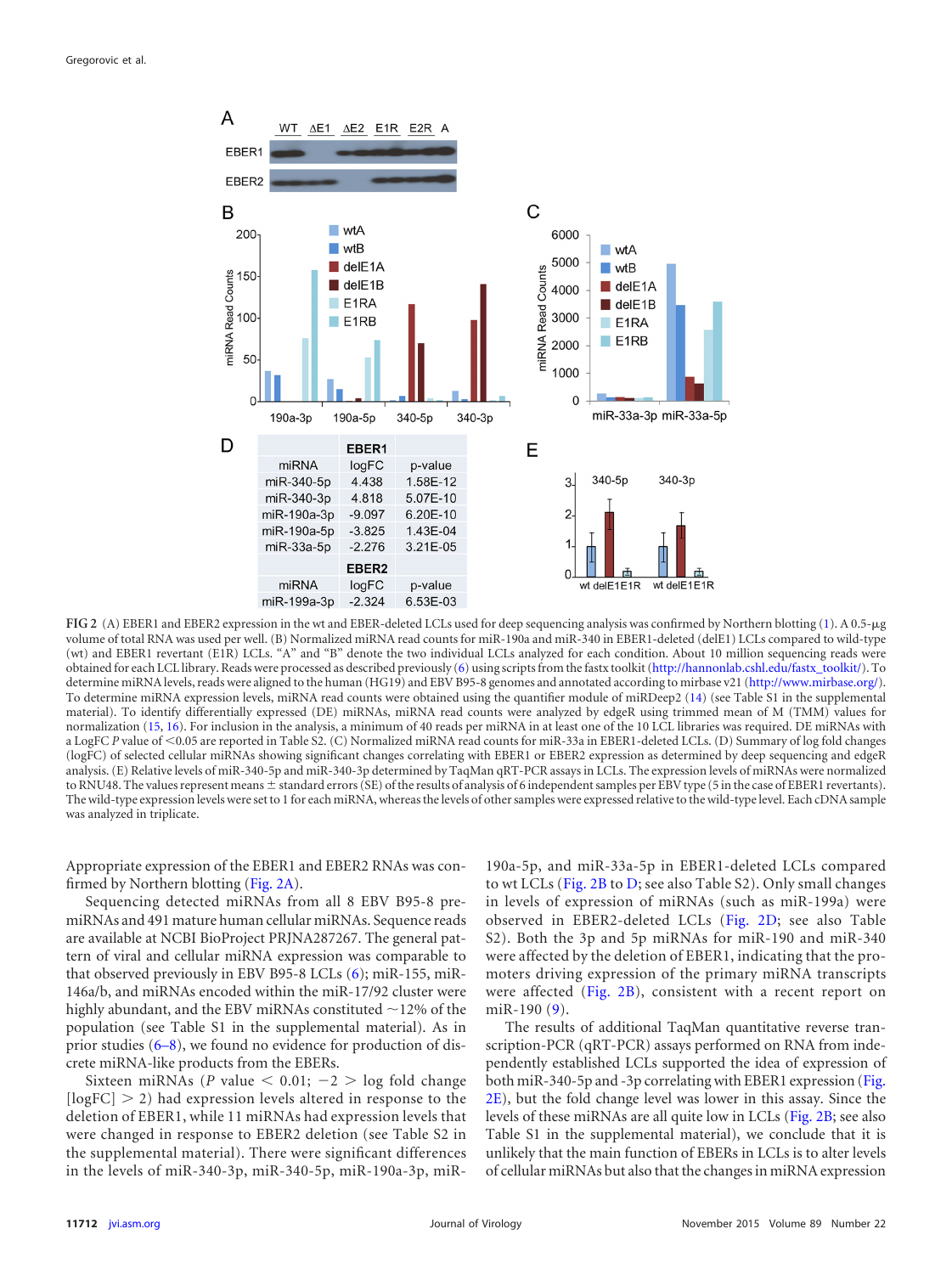| | EBER1 | |
|---|---|---|
| miRNA | logFC | p-value |
| miR-340-5p | 4.438 | 1.58E-12 |
| miR-340-3p | 4.818 | 5.07E-10 |
| miR-190a-3p | -9.097 | 6.20E-10 |
| miR-190a-5p | -3.825 | 1.43E-04 |
| miR-33a-5p | -2.276 | 3.21E-05 |
| | **EBER2** | |
| miRNA | logFC | p-value |
| miR-199a-3p | -2.324 | 6.53E-03 |

FIG 2 (A) EBER1 and EBER2 expression in the wt and EBER-deleted LCLs used for deep sequencing analysis was confirmed by Northern blotting (1). A 0.5-μg volume of total RNA was used per well. (B) Normalized miRNA read counts for miR-190a and miR-340 in EBER1-deleted (delE1) LCLs compared to wild-type (wt) and EBER1 revertant (E1R) LCLs. "A" and "B" denote the two individual LCLs analyzed for each condition. About 10 million sequencing reads were obtained for each LCL library. Reads were processed as described previously (6) using scripts from the fastx toolkit (http://hannonlab.cshl.edu/fastx_toolkit/). To determine miRNA levels, reads were aligned to the human (HG19) and EBV B95-8 genomes and annotated according to mirbase v21 (http://www.mirbase.org/). To determine miRNA expression levels, miRNA read counts were obtained using the quantifier module of miRDeep2 (14) (see Table S1 in the supplemental material). To identify differentially expressed (DE) miRNAs, miRNA read counts were analyzed by edgeR using trimmed mean of M (TMM) values for normalization (15, 16). For inclusion in the analysis, a minimum of 40 reads per miRNA in at least one of the 10 LCL libraries was required. DE miRNAs with a LogFC *P* value of <0.05 are reported in Table S2. (C) Normalized miRNA read counts for miR-33a in EBER1-deleted LCLs. (D) Summary of log fold changes (logFC) of selected cellular miRNAs showing significant changes correlating with EBER1 or EBER2 expression as determined by deep sequencing and edgeR analysis. (E) Relative levels of miR-340-5p and miR-340-3p determined by TaqMan qRT-PCR assays in LCLs. The expression levels of miRNAs were normalized to RNU48. The values represent means ± standard errors (SE) of the results of analysis of 6 independent samples per EBV type (5 in the case of EBER1 revertants). The wild-type expression levels were set to 1 for each miRNA, whereas the levels of other samples were expressed relative to the wild-type level. Each cDNA sample was analyzed in triplicate.

Appropriate expression of the EBER1 and EBER2 RNAs was confirmed by Northern blotting (Fig. 2A).

Sequencing detected miRNAs from all 8 EBV B95-8 pre-miRNAs and 491 mature human cellular miRNAs. Sequence reads are available at NCBI BioProject PRJNA287267. The general pattern of viral and cellular miRNA expression was comparable to that observed previously in EBV B95-8 LCLs (6); miR-155, miR-146a/b, and miRNAs encoded within the miR-17/92 cluster were highly abundant, and the EBV miRNAs constituted ~12% of the population (see Table S1 in the supplemental material). As in prior studies (6–8), we found no evidence for production of discrete miRNA-like products from the EBERs.

Sixteen miRNAs (*P* value $< 0.01$; $-2 >$ log fold change [logFC] $> 2$) had expression levels altered in response to the deletion of EBER1, while 11 miRNAs had expression levels that were changed in response to EBER2 deletion (see Table S2 in the supplemental material). There were significant differences in the levels of miR-340-3p, miR-340-5p, miR-190a-3p, miR-190a-5p, and miR-33a-5p in EBER1-deleted LCLs compared to wt LCLs (Fig. 2B to D; see also Table S2). Only small changes in levels of expression of miRNAs (such as miR-199a) were observed in EBER2-deleted LCLs (Fig. 2D; see also Table S2). Both the 3p and 5p miRNAs for miR-190 and miR-340 were affected by the deletion of EBER1, indicating that the promoters driving expression of the primary miRNA transcripts were affected (Fig. 2B), consistent with a recent report on miR-190 (9).

The results of additional TaqMan quantitative reverse transcription-PCR (qRT-PCR) assays performed on RNA from independently established LCLs supported the idea of expression of both miR-340-5p and -3p correlating with EBER1 expression (Fig. 2E), but the fold change level was lower in this assay. Since the levels of these miRNAs are all quite low in LCLs (Fig. 2B; see also Table S1 in the supplemental material), we conclude that it is unlikely that the main function of EBERs in LCLs is to alter levels of cellular miRNAs but also that the changes in miRNA expression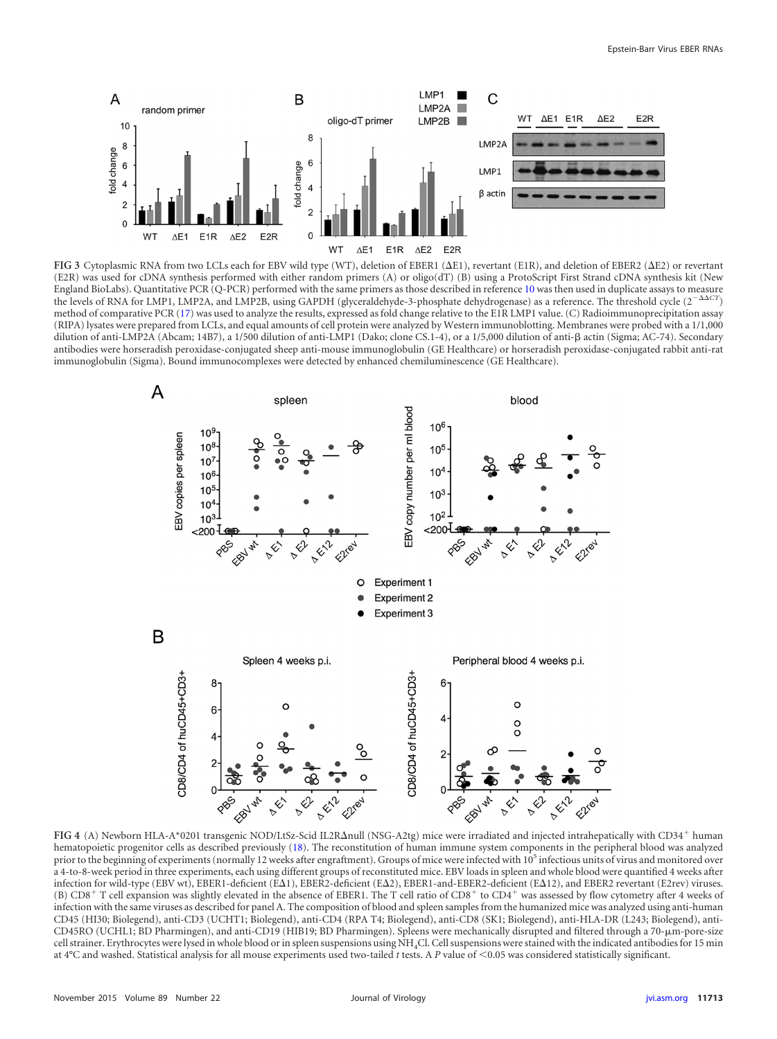FIG 3 Cytoplasmic RNA from two LCLs each for EBV wild type (WT), deletion of EBER1 (ΔE1), revertant (E1R), and deletion of EBER2 (ΔE2) or revertant (E2R) was used for cDNA synthesis performed with either random primers (A) or oligo(dT) (B) using a ProtoScript First Strand cDNA synthesis kit (New England BioLabs). Quantitative PCR (Q-PCR) performed with the same primers as those described in reference 10 was then used in duplicate assays to measure the levels of RNA for LMP1, LMP2A, and LMP2B, using GAPDH (glyceraldehyde-3-phosphate dehydrogenase) as a reference. The threshold cycle ($2^{-\Delta\Delta CT}$) method of comparative PCR (17) was used to analyze the results, expressed as fold change relative to the E1R LMP1 value. (C) Radioimmunoprecipitation assay (RIPA) lysates were prepared from LCLs, and equal amounts of cell protein were analyzed by Western immunoblotting. Membranes were probed with a 1/1,000 dilution of anti-LMP2A (Abcam; 14B7), a 1/500 dilution of anti-LMP1 (Dako; clone CS.1-4), or a 1/5,000 dilution of anti-β actin (Sigma; AC-74). Secondary antibodies were horseradish peroxidase-conjugated sheep anti-mouse immunoglobulin (GE Healthcare) or horseradish peroxidase-conjugated rabbit anti-rat immunoglobulin (Sigma). Bound immunocomplexes were detected by enhanced chemiluminescence (GE Healthcare).

FIG 4 (A) Newborn HLA-A*0201 transgenic NOD/LtSz-Scid IL2RΔnull (NSG-A2tg) mice were irradiated and injected intrahepatically with $CD34^+$ human hematopoietic progenitor cells as described previously (18). The reconstitution of human immune system components in the peripheral blood was analyzed prior to the beginning of experiments (normally 12 weeks after engraftment). Groups of mice were infected with $10^5$ infectious units of virus and monitored over a 4-to-8-week period in three experiments, each using different groups of reconstituted mice. EBV loads in spleen and whole blood were quantified 4 weeks after infection for wild-type (EBV wt), EBER1-deficient (EΔ1), EBER2-deficient (EΔ2), EBER1-and-EBER2-deficient (EΔ12), and EBER2 revertant (E2rev) viruses. (B) $CD8^+$ T cell expansion was slightly elevated in the absence of EBER1. The T cell ratio of $CD8^+$ to $CD4^+$ was assessed by flow cytometry after 4 weeks of infection with the same viruses as described for panel A. The composition of blood and spleen samples from the humanized mice was analyzed using anti-human CD45 (HI30; Biolegend), anti-CD3 (UCHT1; Biolegend), anti-CD4 (RPA T4; Biolegend), anti-CD8 (SK1; Biolegend), anti-HLA-DR (L243; Biolegend), anti-CD45RO (UCHL1; BD Pharmingen), and anti-CD19 (HIB19; BD Pharmingen). Spleens were mechanically disrupted and filtered through a 70-μm-pore-size cell strainer. Erythrocytes were lysed in whole blood or in spleen suspensions using $NH_4Cl$. Cell suspensions were stained with the indicated antibodies for 15 min at 4°C and washed. Statistical analysis for all mouse experiments used two-tailed t tests. A P value of $<0.05$ was considered statistically significant.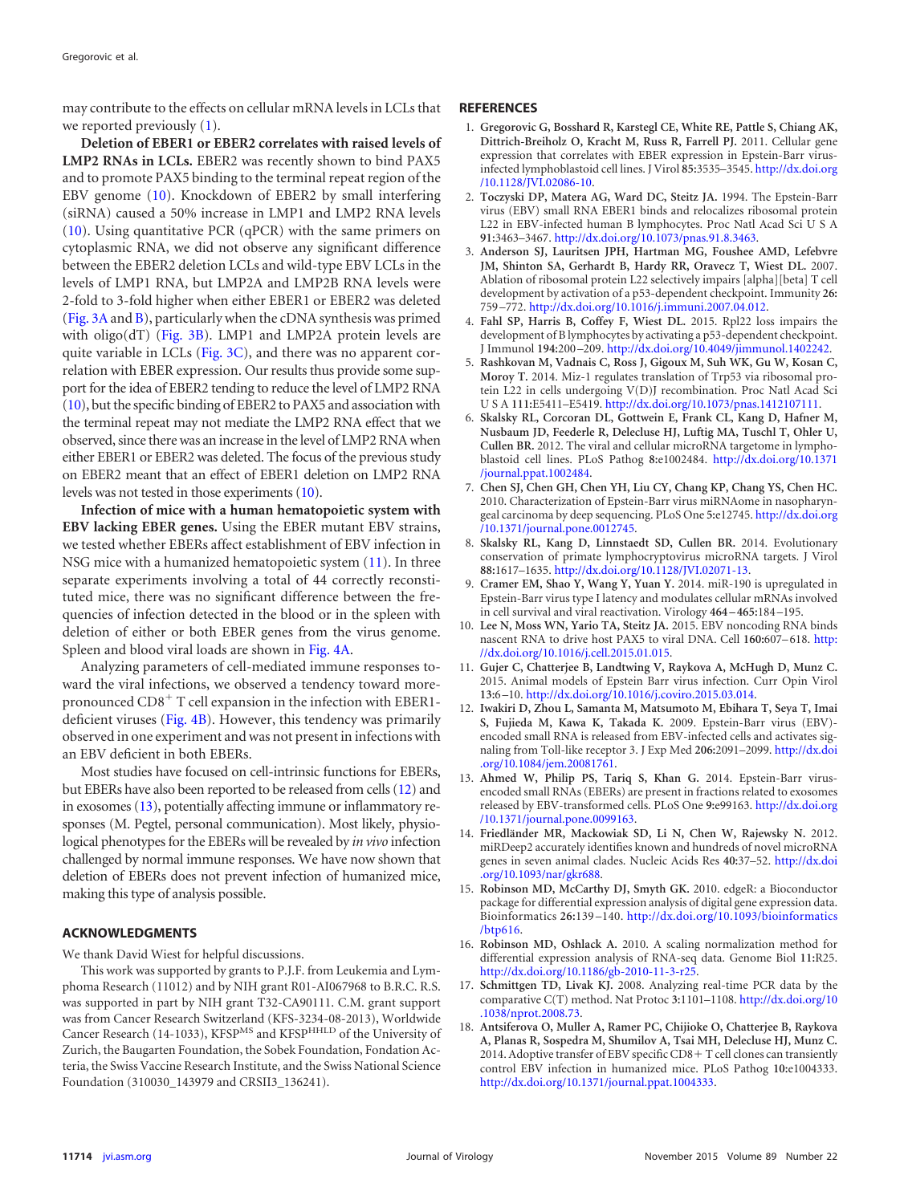may contribute to the effects on cellular mRNA levels in LCLs that we reported previously (1).

**Deletion of EBER1 or EBER2 correlates with raised levels of LMP2 RNAs in LCLs.** EBER2 was recently shown to bind PAX5 and to promote PAX5 binding to the terminal repeat region of the EBV genome (10). Knockdown of EBER2 by small interfering (siRNA) caused a 50% increase in LMP1 and LMP2 RNA levels (10). Using quantitative PCR (qPCR) with the same primers on cytoplasmic RNA, we did not observe any significant difference between the EBER2 deletion LCLs and wild-type EBV LCLs in the levels of LMP1 RNA, but LMP2A and LMP2B RNA levels were 2-fold to 3-fold higher when either EBER1 or EBER2 was deleted (Fig. 3A and B), particularly when the cDNA synthesis was primed with oligo(dT) (Fig. 3B). LMP1 and LMP2A protein levels are quite variable in LCLs (Fig. 3C), and there was no apparent correlation with EBER expression. Our results thus provide some support for the idea of EBER2 tending to reduce the level of LMP2 RNA (10), but the specific binding of EBER2 to PAX5 and association with the terminal repeat may not mediate the LMP2 RNA effect that we observed, since there was an increase in the level of LMP2 RNA when either EBER1 or EBER2 was deleted. The focus of the previous study on EBER2 meant that an effect of EBER1 deletion on LMP2 RNA levels was not tested in those experiments (10).

**Infection of mice with a human hematopoietic system with EBV lacking EBER genes.** Using the EBER mutant EBV strains, we tested whether EBERs affect establishment of EBV infection in NSG mice with a humanized hematopoietic system (11). In three separate experiments involving a total of 44 correctly reconstituted mice, there was no significant difference between the frequencies of infection detected in the blood or in the spleen with deletion of either or both EBER genes from the virus genome. Spleen and blood viral loads are shown in Fig. 4A.

Analyzing parameters of cell-mediated immune responses toward the viral infections, we observed a tendency toward more-pronounced $CD8^+$ T cell expansion in the infection with EBER1-deficient viruses (Fig. 4B). However, this tendency was primarily observed in one experiment and was not present in infections with an EBV deficient in both EBERs.

Most studies have focused on cell-intrinsic functions for EBERs, but EBERs have also been reported to be released from cells (12) and in exosomes (13), potentially affecting immune or inflammatory responses (M. Pegtel, personal communication). Most likely, physiological phenotypes for the EBERs will be revealed by *in vivo* infection challenged by normal immune responses. We have now shown that deletion of EBERs does not prevent infection of humanized mice, making this type of analysis possible.

## ACKNOWLEDGMENTS

We thank David Wiest for helpful discussions.

This work was supported by grants to P.J.F. from Leukemia and Lymphoma Research (11012) and by NIH grant R01-AI067968 to B.R.C. R.S. was supported in part by NIH grant T32-CA90111. C.M. grant support was from Cancer Research Switzerland (KFS-3234-08-2013), Worldwide Cancer Research (14-1033), KFSP[MS] and KFSP[HHLD] of the University of Zurich, the Baugarten Foundation, the Sobek Foundation, Fondation Acteria, the Swiss Vaccine Research Institute, and the Swiss National Science Foundation (310030_143979 and CRSII3_136241).

## REFERENCES

1. **Gregorovic G, Bosshard R, Karstegl CE, White RE, Pattle S, Chiang AK, Dittrich-Breiholz O, Kracht M, Russ R, Farrell PJ.** 2011. Cellular gene expression that correlates with EBER expression in Epstein-Barr virus-infected lymphoblastoid cell lines. J Virol **85:**3535–3545. http://dx.doi.org/10.1128/JVI.02086-10.
2. **Toczyski DP, Matera AG, Ward DC, Steitz JA.** 1994. The Epstein-Barr virus (EBV) small RNA EBER1 binds and relocalizes ribosomal protein L22 in EBV-infected human B lymphocytes. Proc Natl Acad Sci U S A **91:**3463–3467. http://dx.doi.org/10.1073/pnas.91.8.3463.
3. **Anderson SJ, Lauritsen JPH, Hartman MG, Foushee AMD, Lefebvre JM, Shinton SA, Gerhardt B, Hardy RR, Oravecz T, Wiest DL.** 2007. Ablation of ribosomal protein L22 selectively impairs [alpha][beta] T cell development by activation of a p53-dependent checkpoint. Immunity **26:** 759–772. http://dx.doi.org/10.1016/j.immuni.2007.04.012.
4. **Fahl SP, Harris B, Coffey F, Wiest DL.** 2015. Rpl22 loss impairs the development of B lymphocytes by activating a p53-dependent checkpoint. J Immunol **194:**200–209. http://dx.doi.org/10.4049/jimmunol.1402242.
5. **Rashkovan M, Vadnais C, Ross J, Gigoux M, Suh WK, Gu W, Kosan C, Moroy T.** 2014. Miz-1 regulates translation of Trp53 via ribosomal protein L22 in cells undergoing V(D)J recombination. Proc Natl Acad Sci U S A **111:**E5411–E5419. http://dx.doi.org/10.1073/pnas.1412107111.
6. **Skalsky RL, Corcoran DL, Gottwein E, Frank CL, Kang D, Hafner M, Nusbaum JD, Feederle R, Delecluse HJ, Luftig MA, Tuschl T, Ohler U, Cullen BR.** 2012. The viral and cellular microRNA targetome in lymphoblastoid cell lines. PLoS Pathog **8:**e1002484. http://dx.doi.org/10.1371/journal.ppat.1002484.
7. **Chen SJ, Chen GH, Chen YH, Liu CY, Chang KP, Chang YS, Chen HC.** 2010. Characterization of Epstein-Barr virus miRNAome in nasopharyngeal carcinoma by deep sequencing. PLoS One **5:**e12745. http://dx.doi.org/10.1371/journal.pone.0012745.
8. **Skalsky RL, Kang D, Linnstaedt SD, Cullen BR.** 2014. Evolutionary conservation of primate lymphocryptovirus microRNA targets. J Virol **88:**1617–1635. http://dx.doi.org/10.1128/JVI.02071-13.
9. **Cramer EM, Shao Y, Wang Y, Yuan Y.** 2014. miR-190 is upregulated in Epstein-Barr virus type I latency and modulates cellular mRNAs involved in cell survival and viral reactivation. Virology **464–465:**184–195.
10. **Lee N, Moss WN, Yario TA, Steitz JA.** 2015. EBV noncoding RNA binds nascent RNA to drive host PAX5 to viral DNA. Cell **160:**607–618. http://dx.doi.org/10.1016/j.cell.2015.01.015.
11. **Gujer C, Chatterjee B, Landtwing V, Raykova A, McHugh D, Munz C.** 2015. Animal models of Epstein Barr virus infection. Curr Opin Virol **13:**6–10. http://dx.doi.org/10.1016/j.coviro.2015.03.014.
12. **Iwakiri D, Zhou L, Samanta M, Matsumoto M, Ebihara T, Seya T, Imai S, Fujieda M, Kawa K, Takada K.** 2009. Epstein-Barr virus (EBV)-encoded small RNA is released from EBV-infected cells and activates signaling from Toll-like receptor 3. J Exp Med **206:**2091–2099. http://dx.doi.org/10.1084/jem.20081761.
13. **Ahmed W, Philip PS, Tariq S, Khan G.** 2014. Epstein-Barr virus-encoded small RNAs (EBERs) are present in fractions related to exosomes released by EBV-transformed cells. PLoS One **9:**e99163. http://dx.doi.org/10.1371/journal.pone.0099163.
14. **Friedländer MR, Mackowiak SD, Li N, Chen W, Rajewsky N.** 2012. miRDeep2 accurately identifies known and hundreds of novel microRNA genes in seven animal clades. Nucleic Acids Res **40:**37–52. http://dx.doi.org/10.1093/nar/gkr688.
15. **Robinson MD, McCarthy DJ, Smyth GK.** 2010. edgeR: a Bioconductor package for differential expression analysis of digital gene expression data. Bioinformatics **26:**139–140. http://dx.doi.org/10.1093/bioinformatics/btp616.
16. **Robinson MD, Oshlack A.** 2010. A scaling normalization method for differential expression analysis of RNA-seq data. Genome Biol **11:**R25. http://dx.doi.org/10.1186/gb-2010-11-3-r25.
17. **Schmittgen TD, Livak KJ.** 2008. Analyzing real-time PCR data by the comparative C(T) method. Nat Protoc **3:**1101–1108. http://dx.doi.org/10.1038/nprot.2008.73.
18. **Antsiferova O, Muller A, Ramer PC, Chijioke O, Chatterjee B, Raykova A, Planas R, Sospedra M, Shumilov A, Tsai MH, Delecluse HJ, Munz C.** 2014. Adoptive transfer of EBV specific CD8+ T cell clones can transiently control EBV infection in humanized mice. PLoS Pathog **10:**e1004333. http://dx.doi.org/10.1371/journal.ppat.1004333.